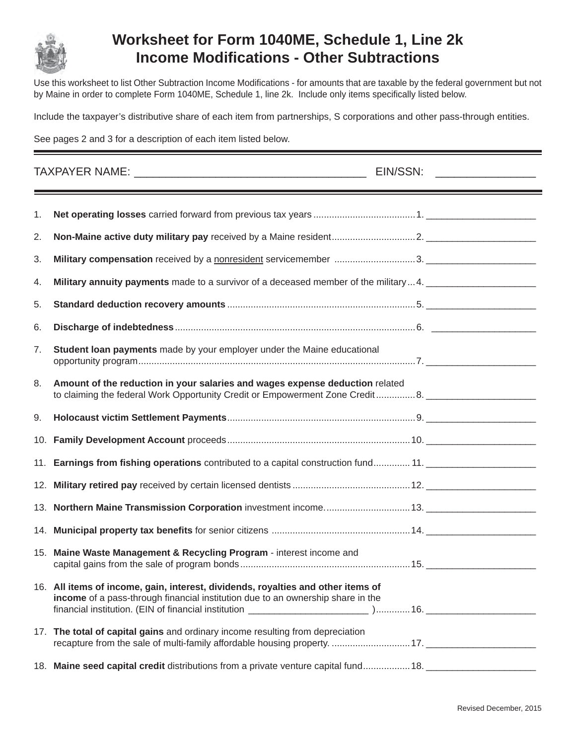# Worksheet for Form 1040ME, Schedule 1, Line 2k
## Income Modifications - Other Subtractions

Use this worksheet to list Other Subtraction Income Modifications - for amounts that are taxable by the federal government but not by Maine in order to complete Form 1040ME, Schedule 1, line 2k. Include only items specifically listed below.

Include the taxpayer's distributive share of each item from partnerships, S corporations and other pass-through entities.

See pages 2 and 3 for a description of each item listed below.

TAXPAYER NAME: _____________________________________ EIN/SSN: ________________

1. **Net operating losses** carried forward from previous tax years .......................................1. _____________________
2. **Non-Maine active duty military pay** received by a Maine resident................................2. _____________________
3. **Military compensation** received by a <u>nonresident</u> servicemember ...............................3. _____________________
4. **Military annuity payments** made to a survivor of a deceased member of the military...4. _____________________
5. **Standard deduction recovery amounts**.......................................................................5. _____________________
6. **Discharge of indebtedness**...........................................................................................6. _____________________
7. **Student loan payments** made by your employer under the Maine educational opportunity program.........................................................................................................7. _____________________
8. **Amount of the reduction in your salaries and wages expense deduction** related to claiming the federal Work Opportunity Credit or Empowerment Zone Credit...............8. _____________________
9. **Holocaust victim Settlement Payments**.......................................................................9. _____________________
10. **Family Development Account** proceeds.....................................................................10. _____________________
11. **Earnings from fishing operations** contributed to a capital construction fund.............11. _____________________
12. **Military retired pay** received by certain licensed dentists............................................12. _____________________
13. **Northern Maine Transmission Corporation** investment income.................................13. _____________________
14. **Municipal property tax benefits** for senior citizens ....................................................14. _____________________
15. **Maine Waste Management & Recycling Program** - interest income and capital gains from the sale of program bonds................................................................15. _____________________
16. **All items of income, gain, interest, dividends, royalties and other items of income** of a pass-through financial institution due to an ownership share in the financial institution. (EIN of financial institution _______________________ )............16. _____________________
17. **The total of capital gains** and ordinary income resulting from depreciation recapture from the sale of multi-family affordable housing property. ..............................17. _____________________
18. **Maine seed capital credit** distributions from a private venture capital fund.................18. _____________________

Revised December, 2015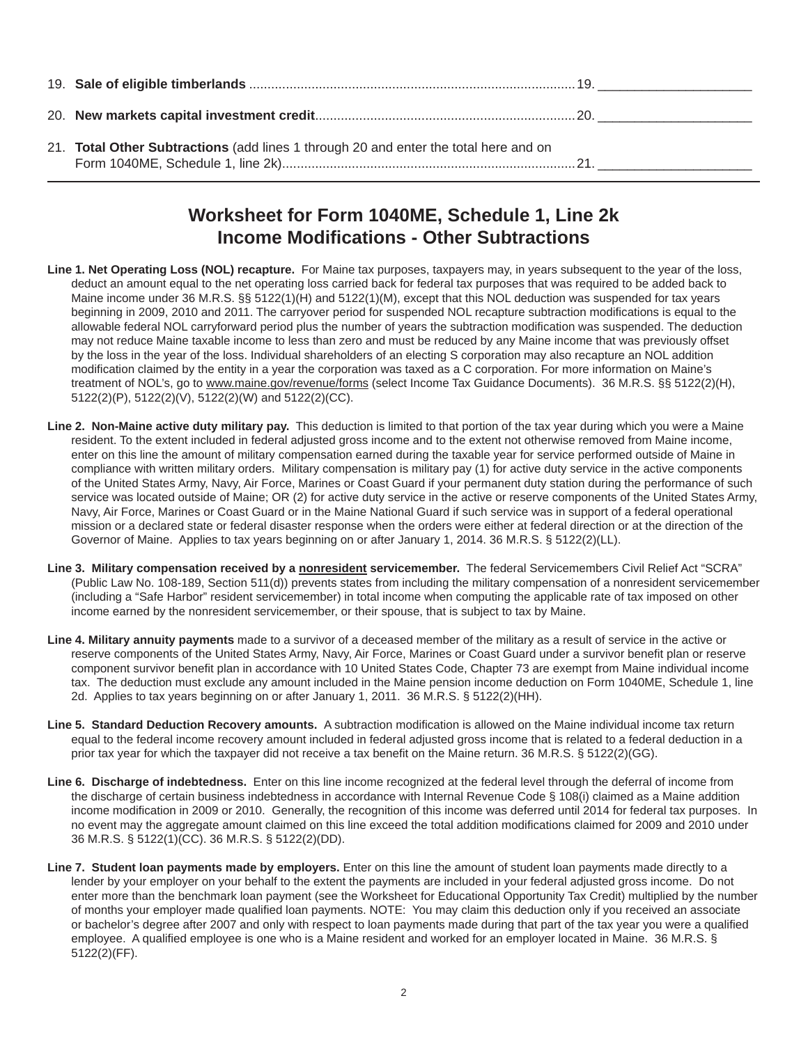19. **Sale of eligible timberlands** ........................................................................................ 19. ____________________

20. **New markets capital investment credit**...................................................................... 20. ____________________

21. **Total Other Subtractions** (add lines 1 through 20 and enter the total here and on Form 1040ME, Schedule 1, line 2k)................................................................................ 21. ____________________

---

## Worksheet for Form 1040ME, Schedule 1, Line 2k
## Income Modifications - Other Subtractions

**Line 1. Net Operating Loss (NOL) recapture.** For Maine tax purposes, taxpayers may, in years subsequent to the year of the loss, deduct an amount equal to the net operating loss carried back for federal tax purposes that was required to be added back to Maine income under 36 M.R.S. §§ 5122(1)(H) and 5122(1)(M), except that this NOL deduction was suspended for tax years beginning in 2009, 2010 and 2011. The carryover period for suspended NOL recapture subtraction modifications is equal to the allowable federal NOL carryforward period plus the number of years the subtraction modification was suspended. The deduction may not reduce Maine taxable income to less than zero and must be reduced by any Maine income that was previously offset by the loss in the year of the loss. Individual shareholders of an electing S corporation may also recapture an NOL addition modification claimed by the entity in a year the corporation was taxed as a C corporation. For more information on Maine's treatment of NOL's, go to www.maine.gov/revenue/forms (select Income Tax Guidance Documents). 36 M.R.S. §§ 5122(2)(H), 5122(2)(P), 5122(2)(V), 5122(2)(W) and 5122(2)(CC).

**Line 2. Non-Maine active duty military pay.** This deduction is limited to that portion of the tax year during which you were a Maine resident. To the extent included in federal adjusted gross income and to the extent not otherwise removed from Maine income, enter on this line the amount of military compensation earned during the taxable year for service performed outside of Maine in compliance with written military orders. Military compensation is military pay (1) for active duty service in the active components of the United States Army, Navy, Air Force, Marines or Coast Guard if your permanent duty station during the performance of such service was located outside of Maine; OR (2) for active duty service in the active or reserve components of the United States Army, Navy, Air Force, Marines or Coast Guard or in the Maine National Guard if such service was in support of a federal operational mission or a declared state or federal disaster response when the orders were either at federal direction or at the direction of the Governor of Maine. Applies to tax years beginning on or after January 1, 2014. 36 M.R.S. § 5122(2)(LL).

**Line 3. Military compensation received by a nonresident servicemember.** The federal Servicemembers Civil Relief Act "SCRA" (Public Law No. 108-189, Section 511(d)) prevents states from including the military compensation of a nonresident servicemember (including a "Safe Harbor" resident servicemember) in total income when computing the applicable rate of tax imposed on other income earned by the nonresident servicemember, or their spouse, that is subject to tax by Maine.

**Line 4. Military annuity payments** made to a survivor of a deceased member of the military as a result of service in the active or reserve components of the United States Army, Navy, Air Force, Marines or Coast Guard under a survivor benefit plan or reserve component survivor benefit plan in accordance with 10 United States Code, Chapter 73 are exempt from Maine individual income tax. The deduction must exclude any amount included in the Maine pension income deduction on Form 1040ME, Schedule 1, line 2d. Applies to tax years beginning on or after January 1, 2011. 36 M.R.S. § 5122(2)(HH).

**Line 5. Standard Deduction Recovery amounts.** A subtraction modification is allowed on the Maine individual income tax return equal to the federal income recovery amount included in federal adjusted gross income that is related to a federal deduction in a prior tax year for which the taxpayer did not receive a tax benefit on the Maine return. 36 M.R.S. § 5122(2)(GG).

**Line 6. Discharge of indebtedness.** Enter on this line income recognized at the federal level through the deferral of income from the discharge of certain business indebtedness in accordance with Internal Revenue Code § 108(i) claimed as a Maine addition income modification in 2009 or 2010. Generally, the recognition of this income was deferred until 2014 for federal tax purposes. In no event may the aggregate amount claimed on this line exceed the total addition modifications claimed for 2009 and 2010 under 36 M.R.S. § 5122(1)(CC). 36 M.R.S. § 5122(2)(DD).

**Line 7. Student loan payments made by employers.** Enter on this line the amount of student loan payments made directly to a lender by your employer on your behalf to the extent the payments are included in your federal adjusted gross income. Do not enter more than the benchmark loan payment (see the Worksheet for Educational Opportunity Tax Credit) multiplied by the number of months your employer made qualified loan payments. NOTE: You may claim this deduction only if you received an associate or bachelor's degree after 2007 and only with respect to loan payments made during that part of the tax year you were a qualified employee. A qualified employee is one who is a Maine resident and worked for an employer located in Maine. 36 M.R.S. § 5122(2)(FF).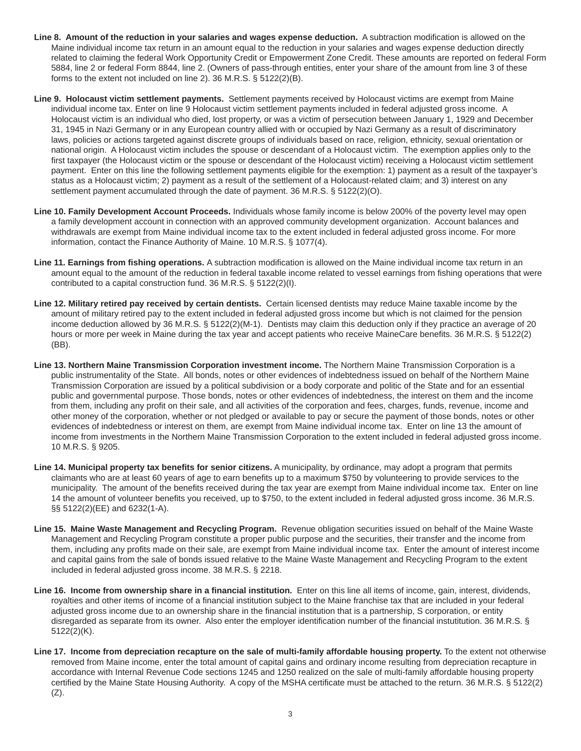**Line 8. Amount of the reduction in your salaries and wages expense deduction.** A subtraction modification is allowed on the Maine individual income tax return in an amount equal to the reduction in your salaries and wages expense deduction directly related to claiming the federal Work Opportunity Credit or Empowerment Zone Credit. These amounts are reported on federal Form 5884, line 2 or federal Form 8844, line 2. (Owners of pass-through entities, enter your share of the amount from line 3 of these forms to the extent not included on line 2). 36 M.R.S. § 5122(2)(B).

**Line 9. Holocaust victim settlement payments.** Settlement payments received by Holocaust victims are exempt from Maine individual income tax. Enter on line 9 Holocaust victim settlement payments included in federal adjusted gross income. A Holocaust victim is an individual who died, lost property, or was a victim of persecution between January 1, 1929 and December 31, 1945 in Nazi Germany or in any European country allied with or occupied by Nazi Germany as a result of discriminatory laws, policies or actions targeted against discrete groups of individuals based on race, religion, ethnicity, sexual orientation or national origin. A Holocaust victim includes the spouse or descendant of a Holocaust victim. The exemption applies only to the first taxpayer (the Holocaust victim or the spouse or descendant of the Holocaust victim) receiving a Holocaust victim settlement payment. Enter on this line the following settlement payments eligible for the exemption: 1) payment as a result of the taxpayer's status as a Holocaust victim; 2) payment as a result of the settlement of a Holocaust-related claim; and 3) interest on any settlement payment accumulated through the date of payment. 36 M.R.S. § 5122(2)(O).

**Line 10. Family Development Account Proceeds.** Individuals whose family income is below 200% of the poverty level may open a family development account in connection with an approved community development organization. Account balances and withdrawals are exempt from Maine individual income tax to the extent included in federal adjusted gross income. For more information, contact the Finance Authority of Maine. 10 M.R.S. § 1077(4).

**Line 11. Earnings from fishing operations.** A subtraction modification is allowed on the Maine individual income tax return in an amount equal to the amount of the reduction in federal taxable income related to vessel earnings from fishing operations that were contributed to a capital construction fund. 36 M.R.S. § 5122(2)(I).

**Line 12. Military retired pay received by certain dentists.** Certain licensed dentists may reduce Maine taxable income by the amount of military retired pay to the extent included in federal adjusted gross income but which is not claimed for the pension income deduction allowed by 36 M.R.S. § 5122(2)(M-1). Dentists may claim this deduction only if they practice an average of 20 hours or more per week in Maine during the tax year and accept patients who receive MaineCare benefits. 36 M.R.S. § 5122(2)(BB).

**Line 13. Northern Maine Transmission Corporation investment income.** The Northern Maine Transmission Corporation is a public instrumentality of the State. All bonds, notes or other evidences of indebtedness issued on behalf of the Northern Maine Transmission Corporation are issued by a political subdivision or a body corporate and politic of the State and for an essential public and governmental purpose. Those bonds, notes or other evidences of indebtedness, the interest on them and the income from them, including any profit on their sale, and all activities of the corporation and fees, charges, funds, revenue, income and other money of the corporation, whether or not pledged or available to pay or secure the payment of those bonds, notes or other evidences of indebtedness or interest on them, are exempt from Maine individual income tax. Enter on line 13 the amount of income from investments in the Northern Maine Transmission Corporation to the extent included in federal adjusted gross income. 10 M.R.S. § 9205.

**Line 14. Municipal property tax benefits for senior citizens.** A municipality, by ordinance, may adopt a program that permits claimants who are at least 60 years of age to earn benefits up to a maximum $750 by volunteering to provide services to the municipality. The amount of the benefits received during the tax year are exempt from Maine individual income tax. Enter on line 14 the amount of volunteer benefits you received, up to $750, to the extent included in federal adjusted gross income. 36 M.R.S. §§ 5122(2)(EE) and 6232(1-A).

**Line 15. Maine Waste Management and Recycling Program.** Revenue obligation securities issued on behalf of the Maine Waste Management and Recycling Program constitute a proper public purpose and the securities, their transfer and the income from them, including any profits made on their sale, are exempt from Maine individual income tax. Enter the amount of interest income and capital gains from the sale of bonds issued relative to the Maine Waste Management and Recycling Program to the extent included in federal adjusted gross income. 38 M.R.S. § 2218.

**Line 16. Income from ownership share in a financial institution.** Enter on this line all items of income, gain, interest, dividends, royalties and other items of income of a financial institution subject to the Maine franchise tax that are included in your federal adjusted gross income due to an ownership share in the financial institution that is a partnership, S corporation, or entity disregarded as separate from its owner. Also enter the employer identification number of the financial instutitution. 36 M.R.S. § 5122(2)(K).

**Line 17. Income from depreciation recapture on the sale of multi-family affordable housing property.** To the extent not otherwise removed from Maine income, enter the total amount of capital gains and ordinary income resulting from depreciation recapture in accordance with Internal Revenue Code sections 1245 and 1250 realized on the sale of multi-family affordable housing property certified by the Maine State Housing Authority. A copy of the MSHA certificate must be attached to the return. 36 M.R.S. § 5122(2)(Z).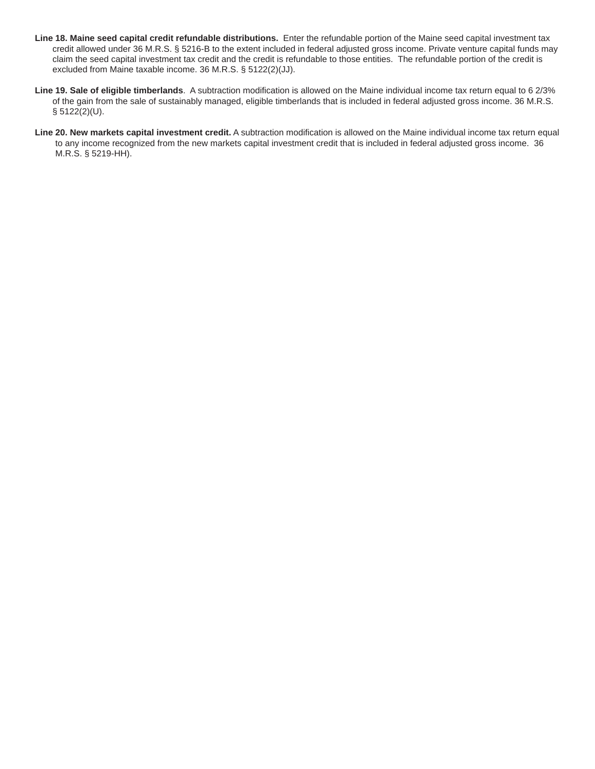**Line 18. Maine seed capital credit refundable distributions.** Enter the refundable portion of the Maine seed capital investment tax credit allowed under 36 M.R.S. § 5216-B to the extent included in federal adjusted gross income. Private venture capital funds may claim the seed capital investment tax credit and the credit is refundable to those entities. The refundable portion of the credit is excluded from Maine taxable income. 36 M.R.S. § 5122(2)(JJ).

**Line 19. Sale of eligible timberlands**. A subtraction modification is allowed on the Maine individual income tax return equal to 6 2/3% of the gain from the sale of sustainably managed, eligible timberlands that is included in federal adjusted gross income. 36 M.R.S. § 5122(2)(U).

**Line 20. New markets capital investment credit.** A subtraction modification is allowed on the Maine individual income tax return equal to any income recognized from the new markets capital investment credit that is included in federal adjusted gross income. 36 M.R.S. § 5219-HH).